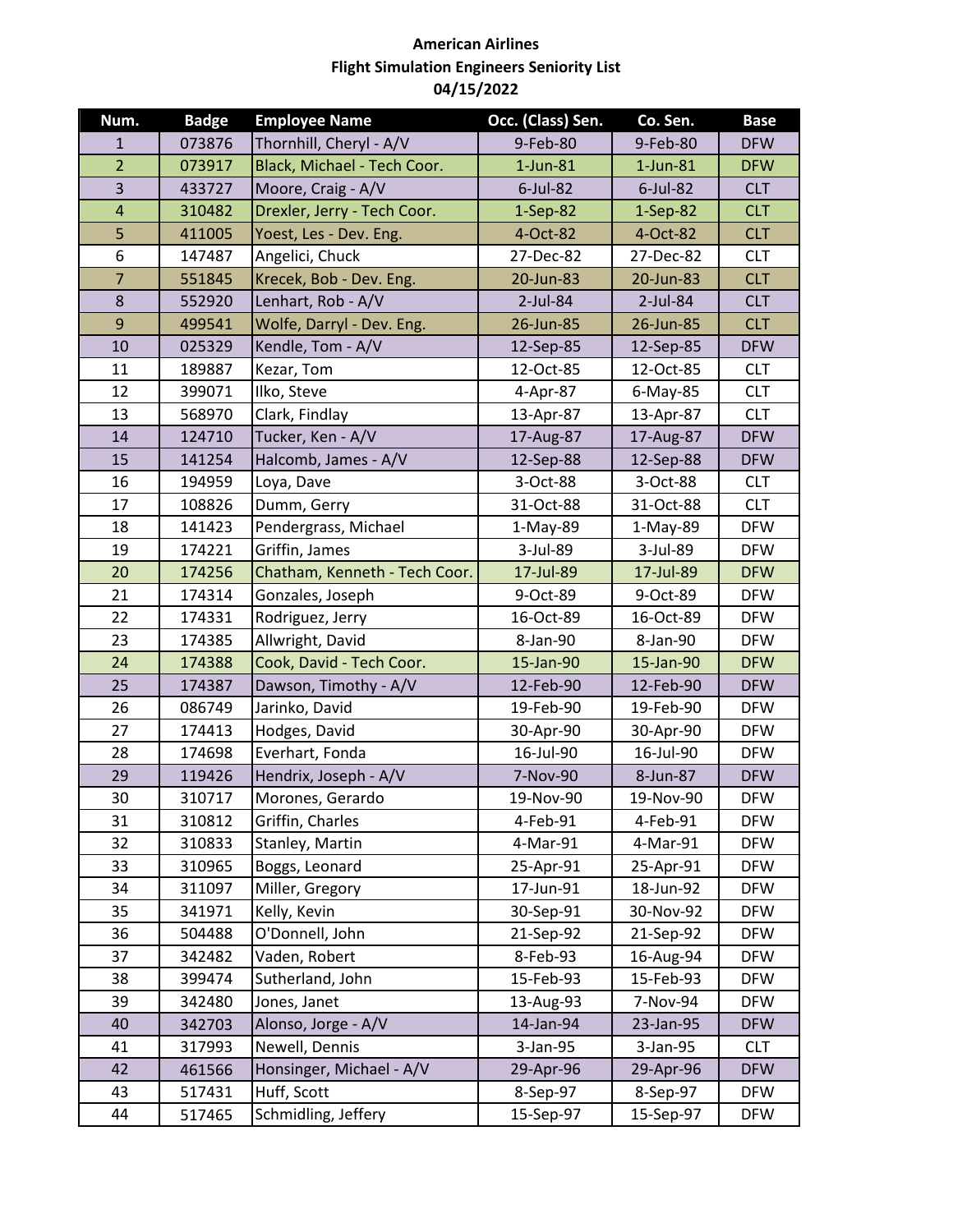**American Airlines**
**Flight Simulation Engineers Seniority List**
**04/15/2022**

| Num. | Badge | Employee Name | Occ. (Class) Sen. | Co. Sen. | Base |
|---|---|---|---|---|---|
| 1 | 073876 | Thornhill, Cheryl - A/V | 9-Feb-80 | 9-Feb-80 | DFW |
| 2 | 073917 | Black, Michael - Tech Coor. | 1-Jun-81 | 1-Jun-81 | DFW |
| 3 | 433727 | Moore, Craig - A/V | 6-Jul-82 | 6-Jul-82 | CLT |
| 4 | 310482 | Drexler, Jerry - Tech Coor. | 1-Sep-82 | 1-Sep-82 | CLT |
| 5 | 411005 | Yoest, Les - Dev. Eng. | 4-Oct-82 | 4-Oct-82 | CLT |
| 6 | 147487 | Angelici, Chuck | 27-Dec-82 | 27-Dec-82 | CLT |
| 7 | 551845 | Krecek, Bob - Dev. Eng. | 20-Jun-83 | 20-Jun-83 | CLT |
| 8 | 552920 | Lenhart, Rob - A/V | 2-Jul-84 | 2-Jul-84 | CLT |
| 9 | 499541 | Wolfe, Darryl - Dev. Eng. | 26-Jun-85 | 26-Jun-85 | CLT |
| 10 | 025329 | Kendle, Tom - A/V | 12-Sep-85 | 12-Sep-85 | DFW |
| 11 | 189887 | Kezar, Tom | 12-Oct-85 | 12-Oct-85 | CLT |
| 12 | 399071 | Ilko, Steve | 4-Apr-87 | 6-May-85 | CLT |
| 13 | 568970 | Clark, Findlay | 13-Apr-87 | 13-Apr-87 | CLT |
| 14 | 124710 | Tucker, Ken - A/V | 17-Aug-87 | 17-Aug-87 | DFW |
| 15 | 141254 | Halcomb, James - A/V | 12-Sep-88 | 12-Sep-88 | DFW |
| 16 | 194959 | Loya, Dave | 3-Oct-88 | 3-Oct-88 | CLT |
| 17 | 108826 | Dumm, Gerry | 31-Oct-88 | 31-Oct-88 | CLT |
| 18 | 141423 | Pendergrass, Michael | 1-May-89 | 1-May-89 | DFW |
| 19 | 174221 | Griffin, James | 3-Jul-89 | 3-Jul-89 | DFW |
| 20 | 174256 | Chatham, Kenneth - Tech Coor. | 17-Jul-89 | 17-Jul-89 | DFW |
| 21 | 174314 | Gonzales, Joseph | 9-Oct-89 | 9-Oct-89 | DFW |
| 22 | 174331 | Rodriguez, Jerry | 16-Oct-89 | 16-Oct-89 | DFW |
| 23 | 174385 | Allwright, David | 8-Jan-90 | 8-Jan-90 | DFW |
| 24 | 174388 | Cook, David - Tech Coor. | 15-Jan-90 | 15-Jan-90 | DFW |
| 25 | 174387 | Dawson, Timothy - A/V | 12-Feb-90 | 12-Feb-90 | DFW |
| 26 | 086749 | Jarinko, David | 19-Feb-90 | 19-Feb-90 | DFW |
| 27 | 174413 | Hodges, David | 30-Apr-90 | 30-Apr-90 | DFW |
| 28 | 174698 | Everhart, Fonda | 16-Jul-90 | 16-Jul-90 | DFW |
| 29 | 119426 | Hendrix, Joseph - A/V | 7-Nov-90 | 8-Jun-87 | DFW |
| 30 | 310717 | Morones, Gerardo | 19-Nov-90 | 19-Nov-90 | DFW |
| 31 | 310812 | Griffin, Charles | 4-Feb-91 | 4-Feb-91 | DFW |
| 32 | 310833 | Stanley, Martin | 4-Mar-91 | 4-Mar-91 | DFW |
| 33 | 310965 | Boggs, Leonard | 25-Apr-91 | 25-Apr-91 | DFW |
| 34 | 311097 | Miller, Gregory | 17-Jun-91 | 18-Jun-92 | DFW |
| 35 | 341971 | Kelly, Kevin | 30-Sep-91 | 30-Nov-92 | DFW |
| 36 | 504488 | O'Donnell, John | 21-Sep-92 | 21-Sep-92 | DFW |
| 37 | 342482 | Vaden, Robert | 8-Feb-93 | 16-Aug-94 | DFW |
| 38 | 399474 | Sutherland, John | 15-Feb-93 | 15-Feb-93 | DFW |
| 39 | 342480 | Jones, Janet | 13-Aug-93 | 7-Nov-94 | DFW |
| 40 | 342703 | Alonso, Jorge - A/V | 14-Jan-94 | 23-Jan-95 | DFW |
| 41 | 317993 | Newell, Dennis | 3-Jan-95 | 3-Jan-95 | CLT |
| 42 | 461566 | Honsinger, Michael - A/V | 29-Apr-96 | 29-Apr-96 | DFW |
| 43 | 517431 | Huff, Scott | 8-Sep-97 | 8-Sep-97 | DFW |
| 44 | 517465 | Schmidling, Jeffery | 15-Sep-97 | 15-Sep-97 | DFW |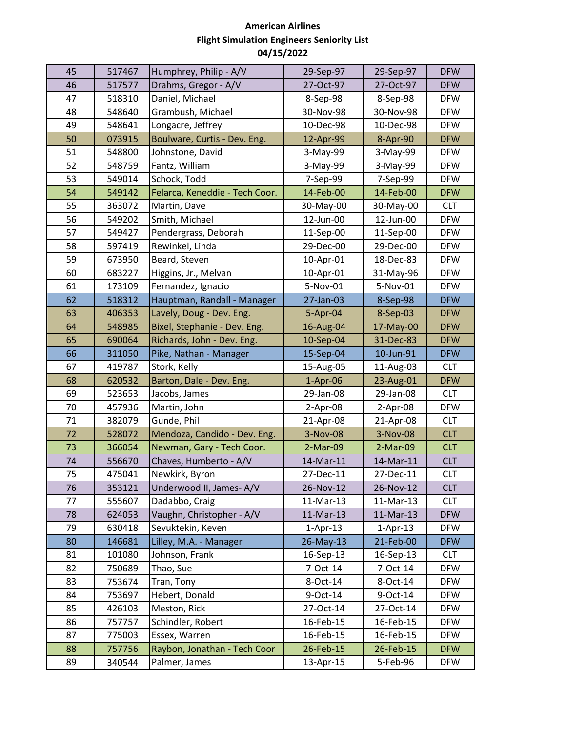**American Airlines**
**Flight Simulation Engineers Seniority List**
**04/15/2022**

| | | | | | |
|---|---|---|---|---|---|
| 45 | 517467 | Humphrey, Philip - A/V | 29-Sep-97 | 29-Sep-97 | DFW |
| 46 | 517577 | Drahms, Gregor - A/V | 27-Oct-97 | 27-Oct-97 | DFW |
| 47 | 518310 | Daniel, Michael | 8-Sep-98 | 8-Sep-98 | DFW |
| 48 | 548640 | Grambush, Michael | 30-Nov-98 | 30-Nov-98 | DFW |
| 49 | 548641 | Longacre, Jeffrey | 10-Dec-98 | 10-Dec-98 | DFW |
| 50 | 073915 | Boulware, Curtis - Dev. Eng. | 12-Apr-99 | 8-Apr-90 | DFW |
| 51 | 548800 | Johnstone, David | 3-May-99 | 3-May-99 | DFW |
| 52 | 548759 | Fantz, William | 3-May-99 | 3-May-99 | DFW |
| 53 | 549014 | Schock, Todd | 7-Sep-99 | 7-Sep-99 | DFW |
| 54 | 549142 | Felarca, Keneddie - Tech Coor. | 14-Feb-00 | 14-Feb-00 | DFW |
| 55 | 363072 | Martin, Dave | 30-May-00 | 30-May-00 | CLT |
| 56 | 549202 | Smith, Michael | 12-Jun-00 | 12-Jun-00 | DFW |
| 57 | 549427 | Pendergrass, Deborah | 11-Sep-00 | 11-Sep-00 | DFW |
| 58 | 597419 | Rewinkel, Linda | 29-Dec-00 | 29-Dec-00 | DFW |
| 59 | 673950 | Beard, Steven | 10-Apr-01 | 18-Dec-83 | DFW |
| 60 | 683227 | Higgins, Jr., Melvan | 10-Apr-01 | 31-May-96 | DFW |
| 61 | 173109 | Fernandez, Ignacio | 5-Nov-01 | 5-Nov-01 | DFW |
| 62 | 518312 | Hauptman, Randall - Manager | 27-Jan-03 | 8-Sep-98 | DFW |
| 63 | 406353 | Lavely, Doug - Dev. Eng. | 5-Apr-04 | 8-Sep-03 | DFW |
| 64 | 548985 | Bixel, Stephanie - Dev. Eng. | 16-Aug-04 | 17-May-00 | DFW |
| 65 | 690064 | Richards, John - Dev. Eng. | 10-Sep-04 | 31-Dec-83 | DFW |
| 66 | 311050 | Pike, Nathan - Manager | 15-Sep-04 | 10-Jun-91 | DFW |
| 67 | 419787 | Stork, Kelly | 15-Aug-05 | 11-Aug-03 | CLT |
| 68 | 620532 | Barton, Dale - Dev. Eng. | 1-Apr-06 | 23-Aug-01 | DFW |
| 69 | 523653 | Jacobs, James | 29-Jan-08 | 29-Jan-08 | CLT |
| 70 | 457936 | Martin, John | 2-Apr-08 | 2-Apr-08 | DFW |
| 71 | 382079 | Gunde, Phil | 21-Apr-08 | 21-Apr-08 | CLT |
| 72 | 528072 | Mendoza, Candido - Dev. Eng. | 3-Nov-08 | 3-Nov-08 | CLT |
| 73 | 366054 | Newman, Gary - Tech Coor. | 2-Mar-09 | 2-Mar-09 | CLT |
| 74 | 556670 | Chaves, Humberto - A/V | 14-Mar-11 | 14-Mar-11 | CLT |
| 75 | 475041 | Newkirk, Byron | 27-Dec-11 | 27-Dec-11 | CLT |
| 76 | 353121 | Underwood II, James- A/V | 26-Nov-12 | 26-Nov-12 | CLT |
| 77 | 555607 | Dadabbo, Craig | 11-Mar-13 | 11-Mar-13 | CLT |
| 78 | 624053 | Vaughn, Christopher - A/V | 11-Mar-13 | 11-Mar-13 | DFW |
| 79 | 630418 | Sevuktekin, Keven | 1-Apr-13 | 1-Apr-13 | DFW |
| 80 | 146681 | Lilley, M.A. - Manager | 26-May-13 | 21-Feb-00 | DFW |
| 81 | 101080 | Johnson, Frank | 16-Sep-13 | 16-Sep-13 | CLT |
| 82 | 750689 | Thao, Sue | 7-Oct-14 | 7-Oct-14 | DFW |
| 83 | 753674 | Tran, Tony | 8-Oct-14 | 8-Oct-14 | DFW |
| 84 | 753697 | Hebert, Donald | 9-Oct-14 | 9-Oct-14 | DFW |
| 85 | 426103 | Meston, Rick | 27-Oct-14 | 27-Oct-14 | DFW |
| 86 | 757757 | Schindler, Robert | 16-Feb-15 | 16-Feb-15 | DFW |
| 87 | 775003 | Essex, Warren | 16-Feb-15 | 16-Feb-15 | DFW |
| 88 | 757756 | Raybon, Jonathan - Tech Coor | 26-Feb-15 | 26-Feb-15 | DFW |
| 89 | 340544 | Palmer, James | 13-Apr-15 | 5-Feb-96 | DFW |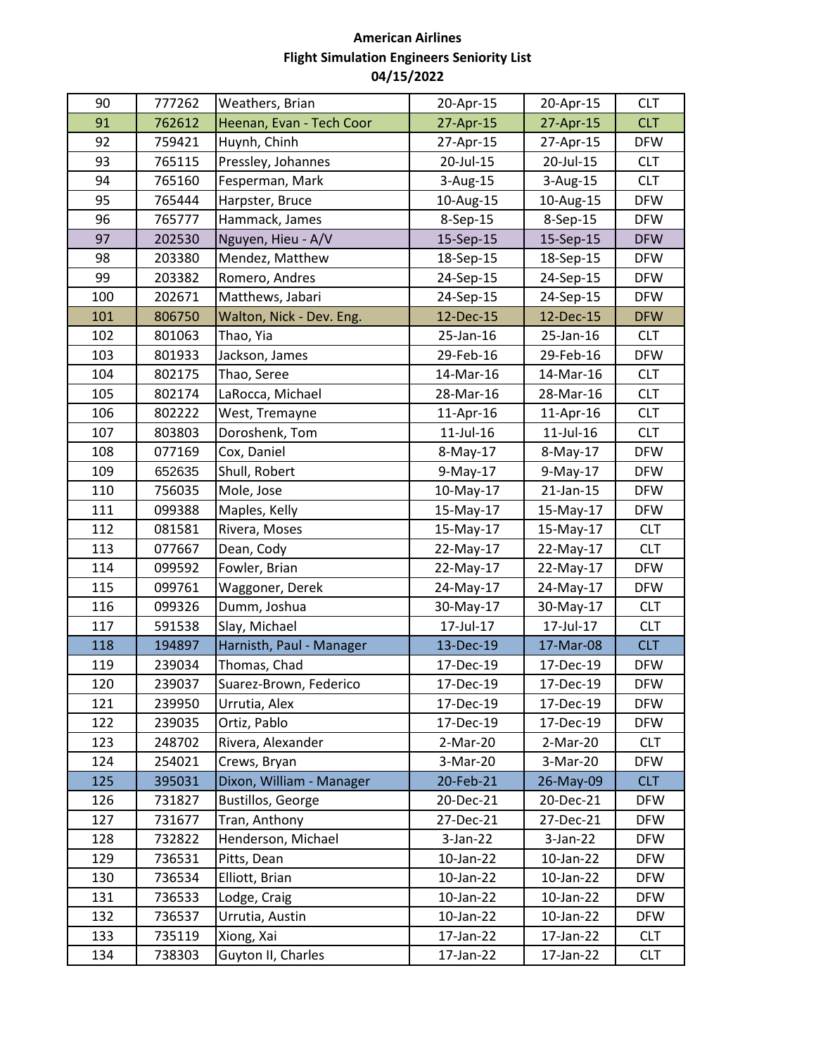# American Airlines
## Flight Simulation Engineers Seniority List
### 04/15/2022

| | | | | | |
|---|---|---|---|---|---|
| 90 | 777262 | Weathers, Brian | 20-Apr-15 | 20-Apr-15 | CLT |
| 91 | 762612 | Heenan, Evan - Tech Coor | 27-Apr-15 | 27-Apr-15 | CLT |
| 92 | 759421 | Huynh, Chinh | 27-Apr-15 | 27-Apr-15 | DFW |
| 93 | 765115 | Pressley, Johannes | 20-Jul-15 | 20-Jul-15 | CLT |
| 94 | 765160 | Fesperman, Mark | 3-Aug-15 | 3-Aug-15 | CLT |
| 95 | 765444 | Harpster, Bruce | 10-Aug-15 | 10-Aug-15 | DFW |
| 96 | 765777 | Hammack, James | 8-Sep-15 | 8-Sep-15 | DFW |
| 97 | 202530 | Nguyen, Hieu - A/V | 15-Sep-15 | 15-Sep-15 | DFW |
| 98 | 203380 | Mendez, Matthew | 18-Sep-15 | 18-Sep-15 | DFW |
| 99 | 203382 | Romero, Andres | 24-Sep-15 | 24-Sep-15 | DFW |
| 100 | 202671 | Matthews, Jabari | 24-Sep-15 | 24-Sep-15 | DFW |
| 101 | 806750 | Walton, Nick - Dev. Eng. | 12-Dec-15 | 12-Dec-15 | DFW |
| 102 | 801063 | Thao, Yia | 25-Jan-16 | 25-Jan-16 | CLT |
| 103 | 801933 | Jackson, James | 29-Feb-16 | 29-Feb-16 | DFW |
| 104 | 802175 | Thao, Seree | 14-Mar-16 | 14-Mar-16 | CLT |
| 105 | 802174 | LaRocca, Michael | 28-Mar-16 | 28-Mar-16 | CLT |
| 106 | 802222 | West, Tremayne | 11-Apr-16 | 11-Apr-16 | CLT |
| 107 | 803803 | Doroshenk, Tom | 11-Jul-16 | 11-Jul-16 | CLT |
| 108 | 077169 | Cox, Daniel | 8-May-17 | 8-May-17 | DFW |
| 109 | 652635 | Shull, Robert | 9-May-17 | 9-May-17 | DFW |
| 110 | 756035 | Mole, Jose | 10-May-17 | 21-Jan-15 | DFW |
| 111 | 099388 | Maples, Kelly | 15-May-17 | 15-May-17 | DFW |
| 112 | 081581 | Rivera, Moses | 15-May-17 | 15-May-17 | CLT |
| 113 | 077667 | Dean, Cody | 22-May-17 | 22-May-17 | CLT |
| 114 | 099592 | Fowler, Brian | 22-May-17 | 22-May-17 | DFW |
| 115 | 099761 | Waggoner, Derek | 24-May-17 | 24-May-17 | DFW |
| 116 | 099326 | Dumm, Joshua | 30-May-17 | 30-May-17 | CLT |
| 117 | 591538 | Slay, Michael | 17-Jul-17 | 17-Jul-17 | CLT |
| 118 | 194897 | Harnisth, Paul - Manager | 13-Dec-19 | 17-Mar-08 | CLT |
| 119 | 239034 | Thomas, Chad | 17-Dec-19 | 17-Dec-19 | DFW |
| 120 | 239037 | Suarez-Brown, Federico | 17-Dec-19 | 17-Dec-19 | DFW |
| 121 | 239950 | Urrutia, Alex | 17-Dec-19 | 17-Dec-19 | DFW |
| 122 | 239035 | Ortiz, Pablo | 17-Dec-19 | 17-Dec-19 | DFW |
| 123 | 248702 | Rivera, Alexander | 2-Mar-20 | 2-Mar-20 | CLT |
| 124 | 254021 | Crews, Bryan | 3-Mar-20 | 3-Mar-20 | DFW |
| 125 | 395031 | Dixon, William - Manager | 20-Feb-21 | 26-May-09 | CLT |
| 126 | 731827 | Bustillos, George | 20-Dec-21 | 20-Dec-21 | DFW |
| 127 | 731677 | Tran, Anthony | 27-Dec-21 | 27-Dec-21 | DFW |
| 128 | 732822 | Henderson, Michael | 3-Jan-22 | 3-Jan-22 | DFW |
| 129 | 736531 | Pitts, Dean | 10-Jan-22 | 10-Jan-22 | DFW |
| 130 | 736534 | Elliott, Brian | 10-Jan-22 | 10-Jan-22 | DFW |
| 131 | 736533 | Lodge, Craig | 10-Jan-22 | 10-Jan-22 | DFW |
| 132 | 736537 | Urrutia, Austin | 10-Jan-22 | 10-Jan-22 | DFW |
| 133 | 735119 | Xiong, Xai | 17-Jan-22 | 17-Jan-22 | CLT |
| 134 | 738303 | Guyton II, Charles | 17-Jan-22 | 17-Jan-22 | CLT |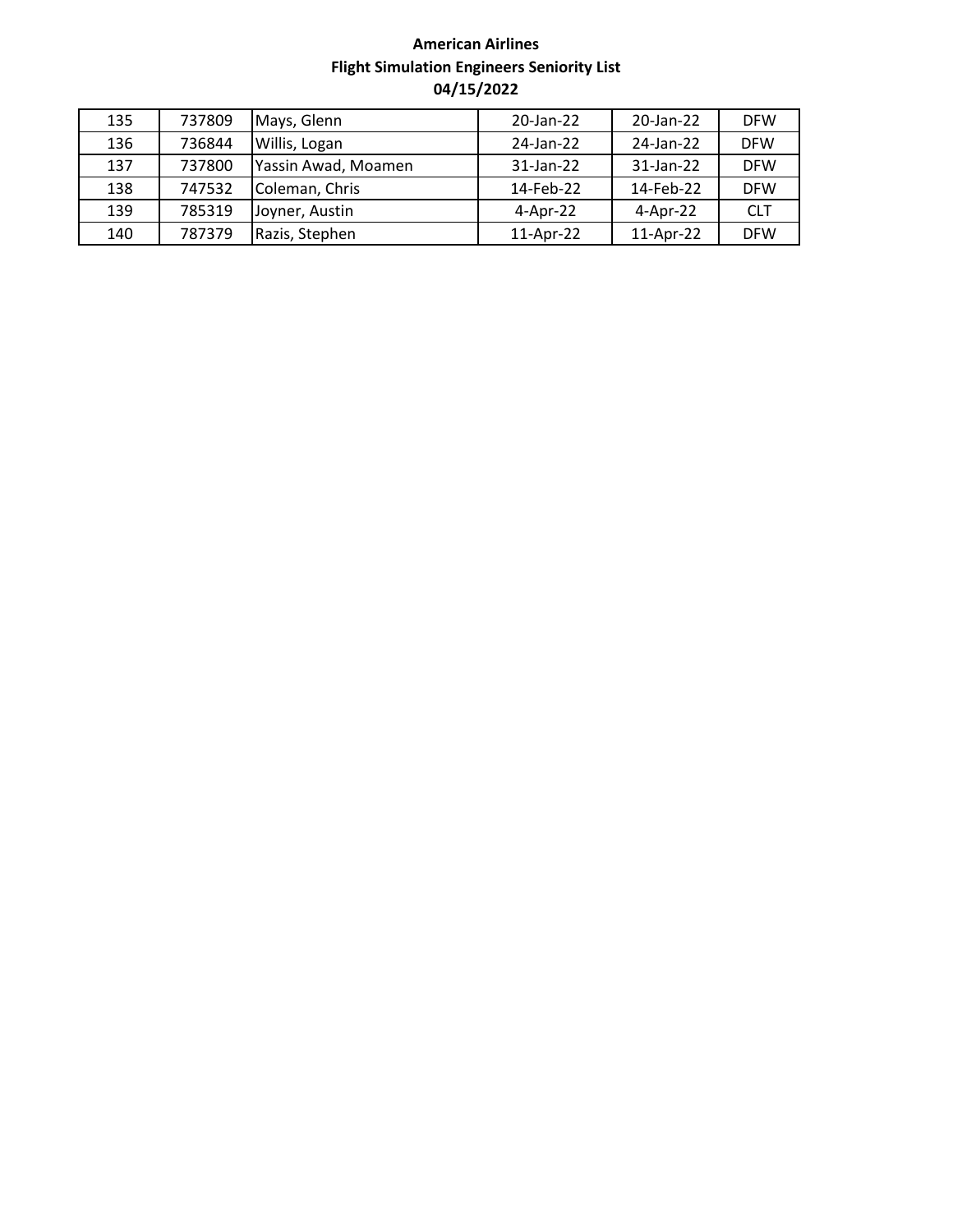**American Airlines**
**Flight Simulation Engineers Seniority List**
**04/15/2022**

| | | | | | |
|---|---|---|---|---|---|
| 135 | 737809 | Mays, Glenn | 20-Jan-22 | 20-Jan-22 | DFW |
| 136 | 736844 | Willis, Logan | 24-Jan-22 | 24-Jan-22 | DFW |
| 137 | 737800 | Yassin Awad, Moamen | 31-Jan-22 | 31-Jan-22 | DFW |
| 138 | 747532 | Coleman, Chris | 14-Feb-22 | 14-Feb-22 | DFW |
| 139 | 785319 | Joyner, Austin | 4-Apr-22 | 4-Apr-22 | CLT |
| 140 | 787379 | Razis, Stephen | 11-Apr-22 | 11-Apr-22 | DFW |